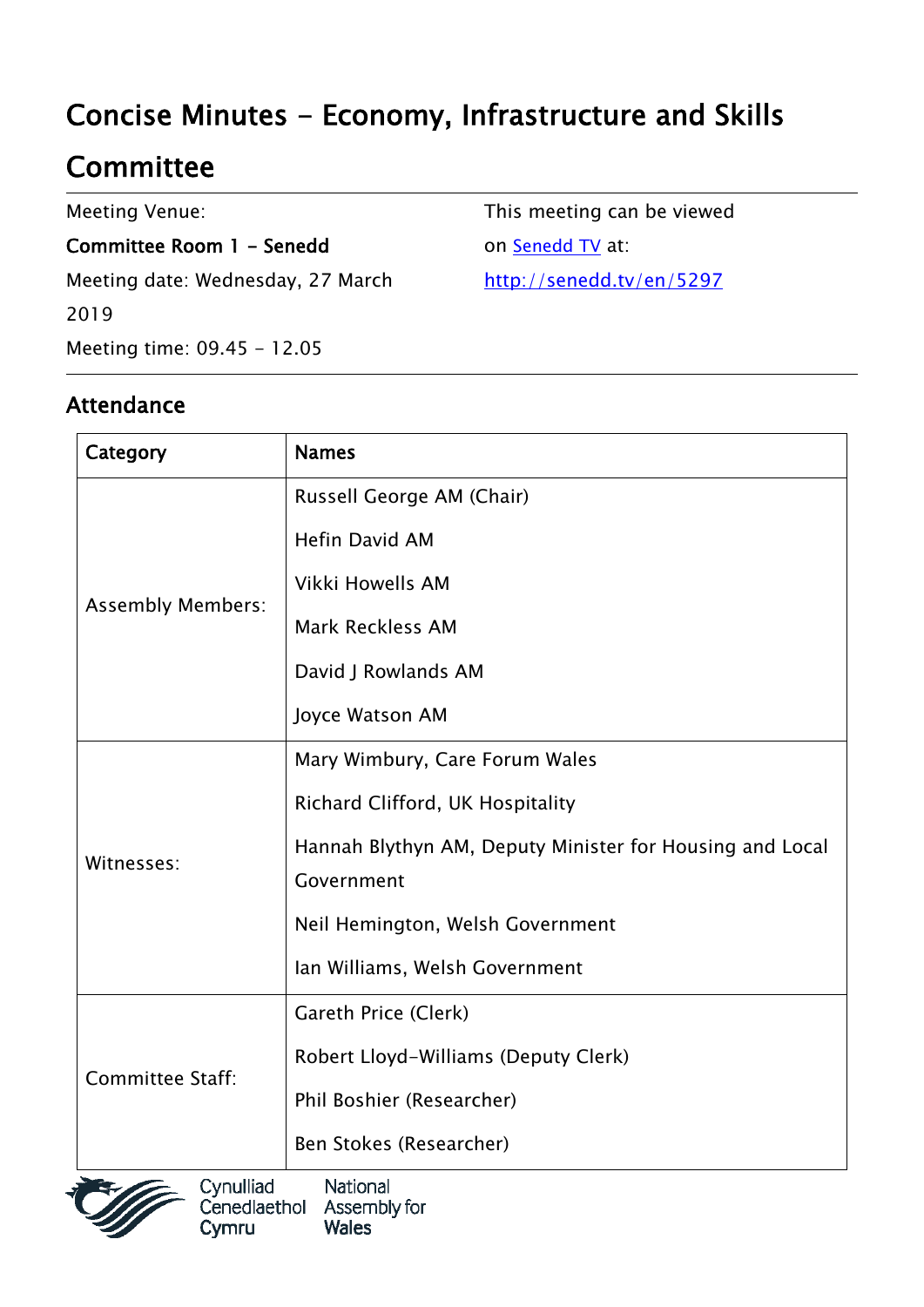# Concise Minutes - Economy, Infrastructure and Skills Committee

Meeting Venue:

**Committee Room 1 - Senedd**

Meeting date: Wednesday, 27 March 2019

Meeting time: 09.45 - 12.05

This meeting can be viewed on [Senedd TV](http://senedd.tv/en/5297) at:

http://senedd.tv/en/5297

## Attendance

| Category | Names |
|---|---|
| Assembly Members: | Russell George AM (Chair)<br>Hefin David AM<br>Vikki Howells AM<br>Mark Reckless AM<br>David J Rowlands AM<br>Joyce Watson AM |
| Witnesses: | Mary Wimbury, Care Forum Wales<br>Richard Clifford, UK Hospitality<br>Hannah Blythyn AM, Deputy Minister for Housing and Local Government<br>Neil Hemington, Welsh Government<br>Ian Williams, Welsh Government |
| Committee Staff: | Gareth Price (Clerk)<br>Robert Lloyd-Williams (Deputy Clerk)<br>Phil Boshier (Researcher)<br>Ben Stokes (Researcher) |

Cynulliad Cenedlaethol Cymru
National Assembly for Wales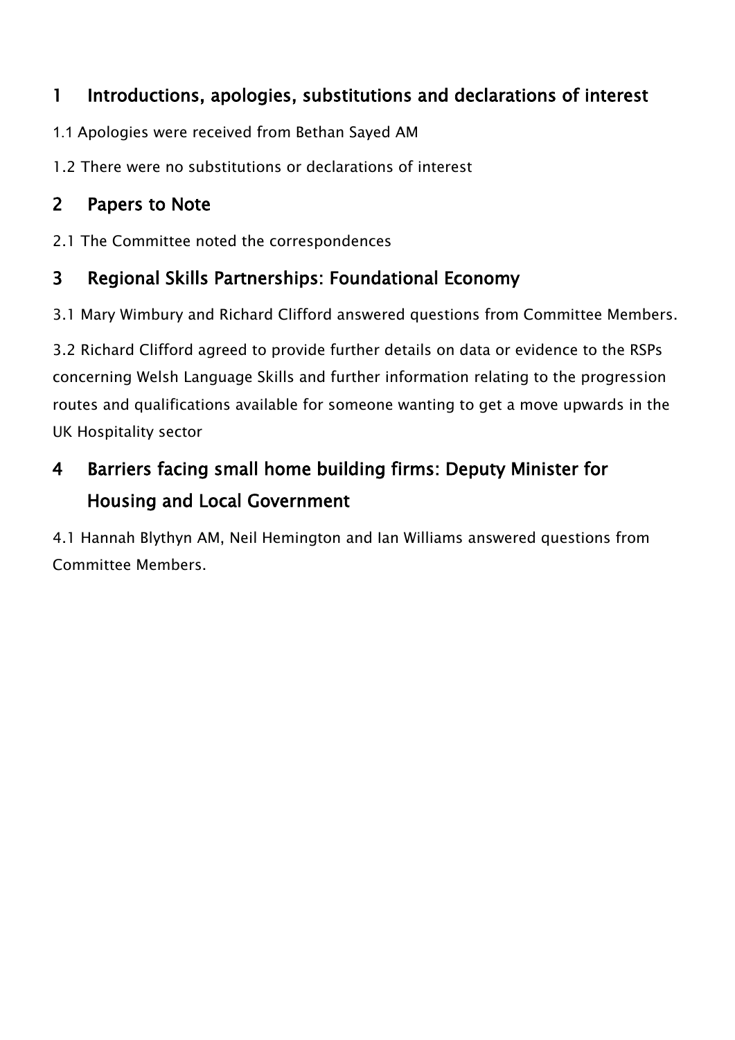## 1 Introductions, apologies, substitutions and declarations of interest

1.1 Apologies were received from Bethan Sayed AM

1.2 There were no substitutions or declarations of interest

## 2 Papers to Note

2.1 The Committee noted the correspondences

## 3 Regional Skills Partnerships: Foundational Economy

3.1 Mary Wimbury and Richard Clifford answered questions from Committee Members.

3.2 Richard Clifford agreed to provide further details on data or evidence to the RSPs concerning Welsh Language Skills and further information relating to the progression routes and qualifications available for someone wanting to get a move upwards in the UK Hospitality sector

## 4 Barriers facing small home building firms: Deputy Minister for Housing and Local Government

4.1 Hannah Blythyn AM, Neil Hemington and Ian Williams answered questions from Committee Members.